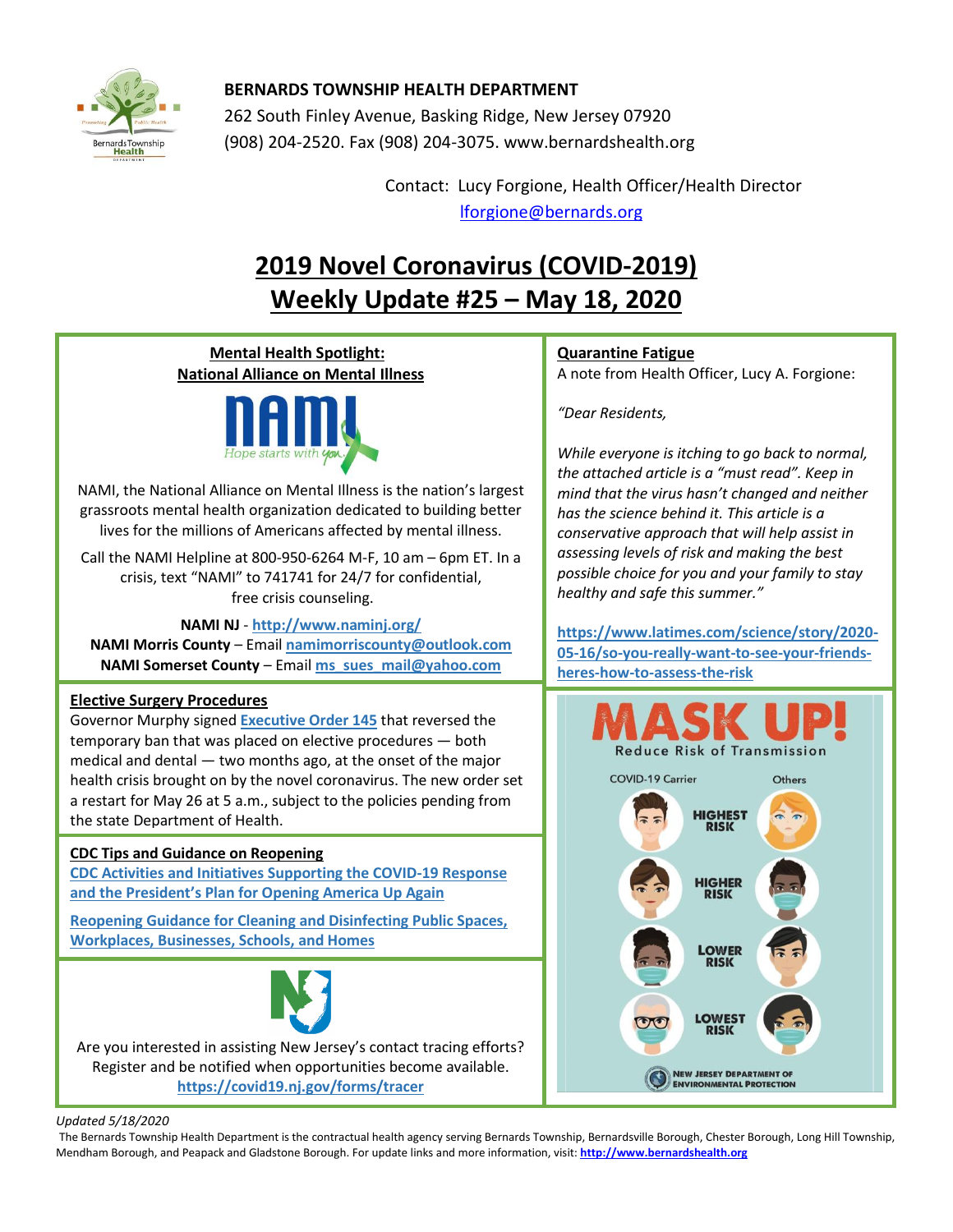**BERNARDS TOWNSHIP HEALTH DEPARTMENT**
262 South Finley Avenue, Basking Ridge, New Jersey 07920
(908) 204-2520. Fax (908) 204-3075. www.bernardshealth.org

Contact: Lucy Forgione, Health Officer/Health Director
lforgione@bernards.org

# 2019 Novel Coronavirus (COVID-2019) Weekly Update #25 – May 18, 2020

## Mental Health Spotlight: National Alliance on Mental Illness

NAMI, the National Alliance on Mental Illness is the nation's largest grassroots mental health organization dedicated to building better lives for the millions of Americans affected by mental illness.

Call the NAMI Helpline at 800-950-6264 M-F, 10 am – 6pm ET. In a crisis, text "NAMI" to 741741 for 24/7 for confidential, free crisis counseling.

**NAMI NJ** - http://www.naminj.org/
**NAMI Morris County** – Email namimorriscounty@outlook.com
**NAMI Somerset County** – Email ms_sues_mail@yahoo.com

## Elective Surgery Procedures

Governor Murphy signed **Executive Order 145** that reversed the temporary ban that was placed on elective procedures — both medical and dental — two months ago, at the onset of the major health crisis brought on by the novel coronavirus. The new order set a restart for May 26 at 5 a.m., subject to the policies pending from the state Department of Health.

## CDC Tips and Guidance on Reopening

CDC Activities and Initiatives Supporting the COVID-19 Response and the President's Plan for Opening America Up Again

Reopening Guidance for Cleaning and Disinfecting Public Spaces, Workplaces, Businesses, Schools, and Homes

Are you interested in assisting New Jersey's contact tracing efforts? Register and be notified when opportunities become available.
https://covid19.nj.gov/forms/tracer

## Quarantine Fatigue

A note from Health Officer, Lucy A. Forgione:

*"Dear Residents,*

*While everyone is itching to go back to normal, the attached article is a "must read". Keep in mind that the virus hasn't changed and neither has the science behind it. This is a conservative approach that will help assist in assessing levels of risk and making the best possible choice for you and your family to stay healthy and safe this summer."*

https://www.latimes.com/science/story/2020-05-16/so-you-really-want-to-see-your-friends-heres-how-to-assess-the-risk

## MASK UP!

Reduce Risk of Transmission

| COVID-19 Carrier | | Others |
|---|---|---|
| No mask | HIGHEST RISK | No mask |
| No mask | HIGHER RISK | Mask |
| Mask | LOWER RISK | No mask |
| Mask | LOWEST RISK | Mask |

New Jersey Department of Environmental Protection

*Updated 5/18/2020*

The Bernards Township Health Department is the contractual health agency serving Bernards Township, Bernardsville Borough, Chester Borough, Long Hill Township, Mendham Borough, and Peapack and Gladstone Borough. For update links and more information, visit: **http://www.bernardshealth.org**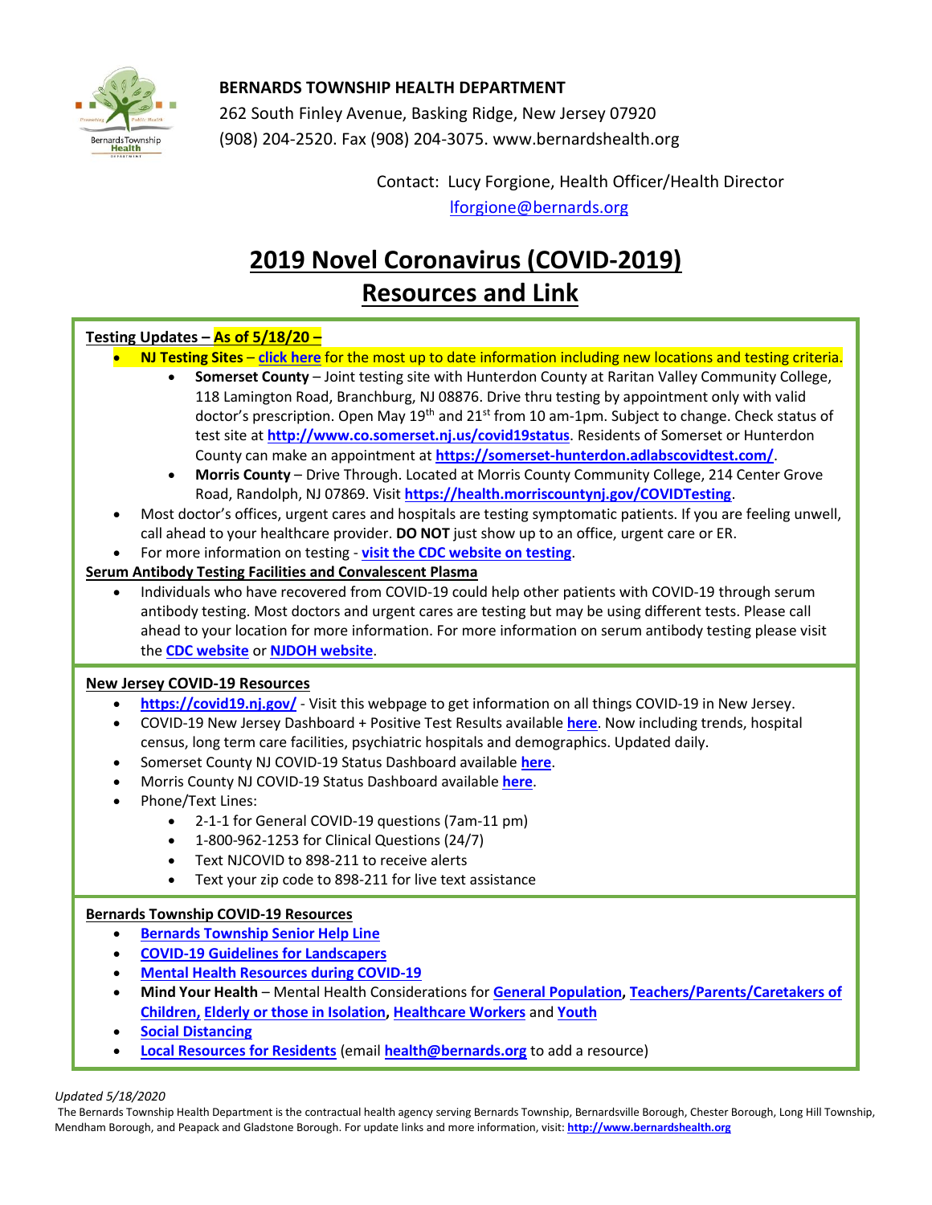**BERNARDS TOWNSHIP HEALTH DEPARTMENT**

262 South Finley Avenue, Basking Ridge, New Jersey 07920

(908) 204-2520. Fax (908) 204-3075. www.bernardshealth.org

Contact: Lucy Forgione, Health Officer/Health Director

lforgione@bernards.org

# 2019 Novel Coronavirus (COVID-2019) Resources and Link

**Testing Updates – As of 5/18/20 –**

- **NJ Testing Sites** – click here for the most up to date information including new locations and testing criteria.
    - **Somerset County** – Joint testing site with Hunterdon County at Raritan Valley Community College, 118 Lamington Road, Branchburg, NJ 08876. Drive thru testing by appointment only with valid doctor's prescription. Open May 19th and 21st from 10 am-1pm. Subject to change. Check status of test site at **http://www.co.somerset.nj.us/covid19status**. Residents of Somerset or Hunterdon County can make an appointment at **https://somerset-hunterdon.adlabscovidtest.com/**.
    - **Morris County** – Drive Through. Located at Morris County Community College, 214 Center Grove Road, Randolph, NJ 07869. Visit **https://health.morriscountynj.gov/COVIDTesting**.
- Most doctor's offices, urgent cares and hospitals are testing symptomatic patients. If you are feeling unwell, call ahead to your healthcare provider. **DO NOT** just show up to an office, urgent care or ER.
- For more information on testing - **visit the CDC website on testing**.

**Serum Antibody Testing Facilities and Convalescent Plasma**

- Individuals who have recovered from COVID-19 could help other patients with COVID-19 through serum antibody testing. Most doctors and urgent cares are testing but may be using different tests. Please call ahead to your location for more information. For more information on serum antibody testing please visit the **CDC website** or **NJDOH website**.

**New Jersey COVID-19 Resources**

- **https://covid19.nj.gov/** - Visit this webpage to get information on all things COVID-19 in New Jersey.
- COVID-19 New Jersey Dashboard + Positive Test Results available **here**. Now including trends, hospital census, long term care facilities, psychiatric hospitals and demographics. Updated daily.
- Somerset County NJ COVID-19 Status Dashboard available **here**.
- Morris County NJ COVID-19 Status Dashboard available **here**.
- Phone/Text Lines:
    - 2-1-1 for General COVID-19 questions (7am-11 pm)
    - 1-800-962-1253 for Clinical Questions (24/7)
    - Text NJCOVID to 898-211 to receive alerts
    - Text your zip code to 898-211 for live text assistance

**Bernards Township COVID-19 Resources**

- **Bernards Township Senior Help Line**
- **COVID-19 Guidelines for Landscapers**
- **Mental Health Resources during COVID-19**
- **Mind Your Health** – Mental Health Considerations for **General Population**, **Teachers/Parents/Caretakers of Children, Elderly or those in Isolation**, **Healthcare Workers** and **Youth**
- **Social Distancing**
- **Local Resources for Residents** (email **health@bernards.org** to add a resource)

*Updated 5/18/2020*

The Bernards Township Health Department is the contractual health agency serving Bernards Township, Bernardsville Borough, Chester Borough, Long Hill Township, Mendham Borough, and Peapack and Gladstone Borough. For update links and more information, visit: **http://www.bernardshealth.org**